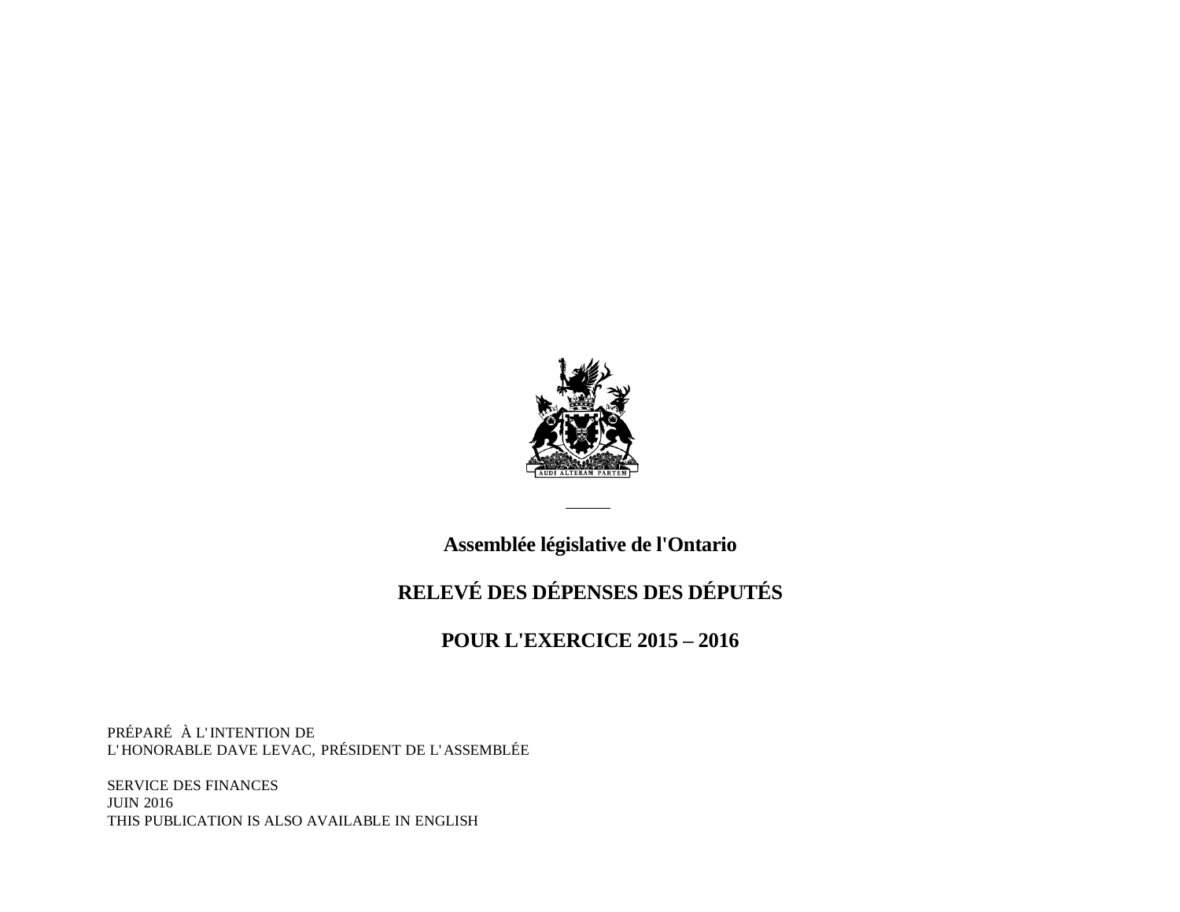**Assemblée législative de l'Ontario**

# RELEVÉ DES DÉPENSES DES DÉPUTÉS

## POUR L'EXERCICE 2015 – 2016

PRÉPARÉ À L'INTENTION DE
L'HONORABLE DAVE LEVAC, PRÉSIDENT DE L'ASSEMBLÉE

SERVICE DES FINANCES
JUIN 2016
THIS PUBLICATION IS ALSO AVAILABLE IN ENGLISH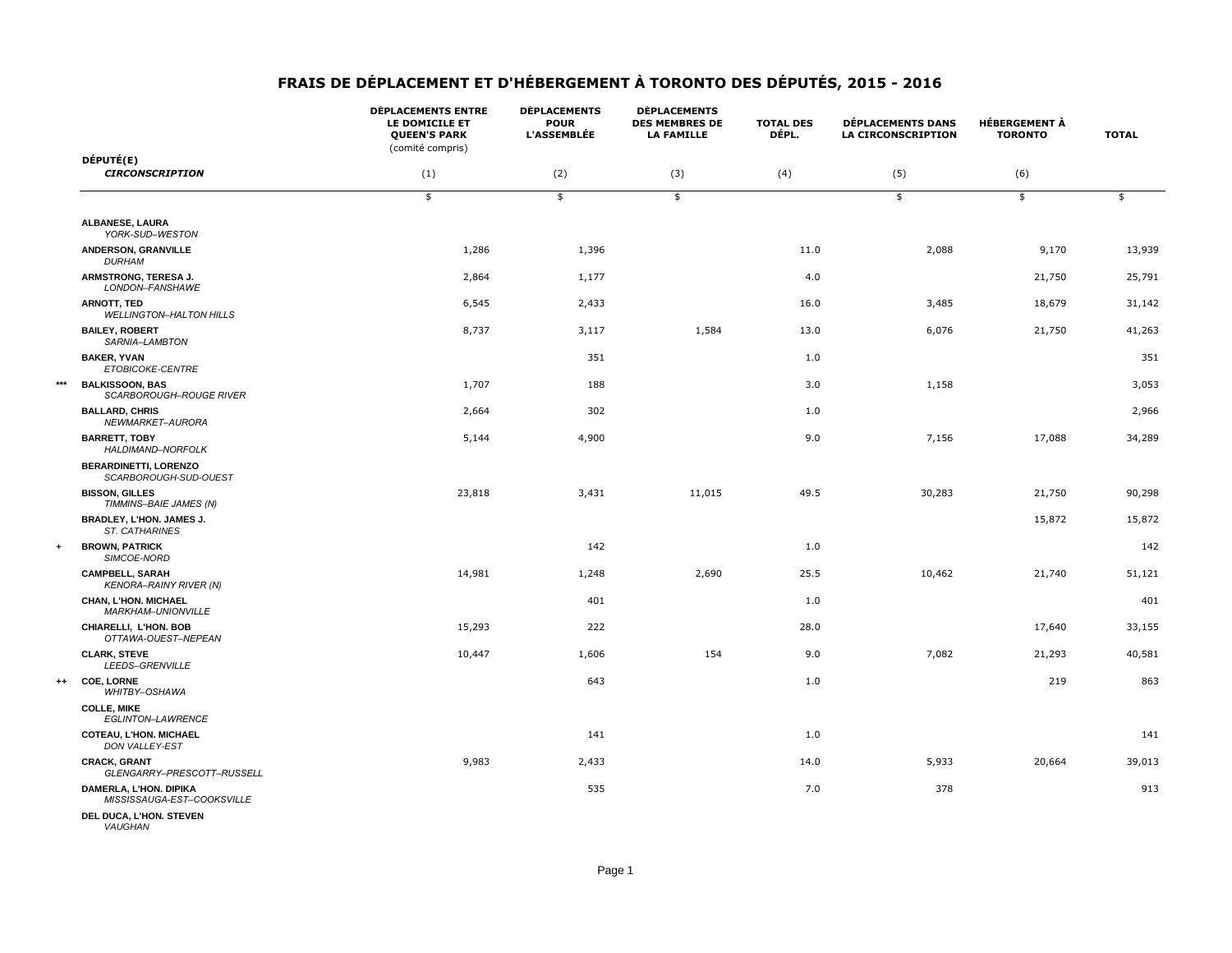# FRAIS DE DÉPLACEMENT ET D'HÉBERGEMENT À TORONTO DES DÉPUTÉS, 2015 - 2016

| | DÉPUTÉ(E) *CIRCONSCRIPTION* | DÉPLACEMENTS ENTRE LE DOMICILE ET QUEEN'S PARK (comité compris) (1) | DÉPLACEMENTS POUR L'ASSEMBLÉE (2) | DÉPLACEMENTS DES MEMBRES DE LA FAMILLE (3) | TOTAL DES DÉPL. (4) | DÉPLACEMENTS DANS LA CIRCONSCRIPTION (5) | HÉBERGEMENT À TORONTO (6) | TOTAL |
|---|---|---|---|---|---|---|---|---|
| | | $ | $ | $ | | $ | $ | $ |
| | **ALBANESE, LAURA** *YORK-SUD–WESTON* | | | | | | | |
| | **ANDERSON, GRANVILLE** *DURHAM* | 1,286 | 1,396 | | 11.0 | 2,088 | 9,170 | 13,939 |
| | **ARMSTRONG, TERESA J.** *LONDON–FANSHAWE* | 2,864 | 1,177 | | 4.0 | | 21,750 | 25,791 |
| | **ARNOTT, TED** *WELLINGTON–HALTON HILLS* | 6,545 | 2,433 | | 16.0 | 3,485 | 18,679 | 31,142 |
| | **BAILEY, ROBERT** *SARNIA–LAMBTON* | 8,737 | 3,117 | 1,584 | 13.0 | 6,076 | 21,750 | 41,263 |
| | **BAKER, YVAN** *ETOBICOKE-CENTRE* | | 351 | | 1.0 | | | 351 |
| *** | **BALKISSOON, BAS** *SCARBOROUGH–ROUGE RIVER* | 1,707 | 188 | | 3.0 | 1,158 | | 3,053 |
| | **BALLARD, CHRIS** *NEWMARKET–AURORA* | 2,664 | 302 | | 1.0 | | | 2,966 |
| | **BARRETT, TOBY** *HALDIMAND–NORFOLK* | 5,144 | 4,900 | | 9.0 | 7,156 | 17,088 | 34,289 |
| | **BERARDINETTI, LORENZO** *SCARBOROUGH-SUD-OUEST* | | | | | | | |
| | **BISSON, GILLES** *TIMMINS–BAIE JAMES (N)* | 23,818 | 3,431 | 11,015 | 49.5 | 30,283 | 21,750 | 90,298 |
| | **BRADLEY, L'HON. JAMES J.** *ST. CATHARINES* | | | | | | 15,872 | 15,872 |
| + | **BROWN, PATRICK** *SIMCOE-NORD* | | 142 | | 1.0 | | | 142 |
| | **CAMPBELL, SARAH** *KENORA–RAINY RIVER (N)* | 14,981 | 1,248 | 2,690 | 25.5 | 10,462 | 21,740 | 51,121 |
| | **CHAN, L'HON. MICHAEL** *MARKHAM–UNIONVILLE* | | 401 | | 1.0 | | | 401 |
| | **CHIARELLI, L'HON. BOB** *OTTAWA-OUEST–NEPEAN* | 15,293 | 222 | | 28.0 | | 17,640 | 33,155 |
| | **CLARK, STEVE** *LEEDS–GRENVILLE* | 10,447 | 1,606 | 154 | 9.0 | 7,082 | 21,293 | 40,581 |
| ++ | **COE, LORNE** *WHITBY–OSHAWA* | | 643 | | 1.0 | | 219 | 863 |
| | **COLLE, MIKE** *EGLINTON–LAWRENCE* | | | | | | | |
| | **COTEAU, L'HON. MICHAEL** *DON VALLEY-EST* | | 141 | | 1.0 | | | 141 |
| | **CRACK, GRANT** *GLENGARRY–PRESCOTT–RUSSELL* | 9,983 | 2,433 | | 14.0 | 5,933 | 20,664 | 39,013 |
| | **DAMERLA, L'HON. DIPIKA** *MISSISSAUGA-EST–COOKSVILLE* | | 535 | | 7.0 | 378 | | 913 |
| | **DEL DUCA, L'HON. STEVEN** *VAUGHAN* | | | | | | | |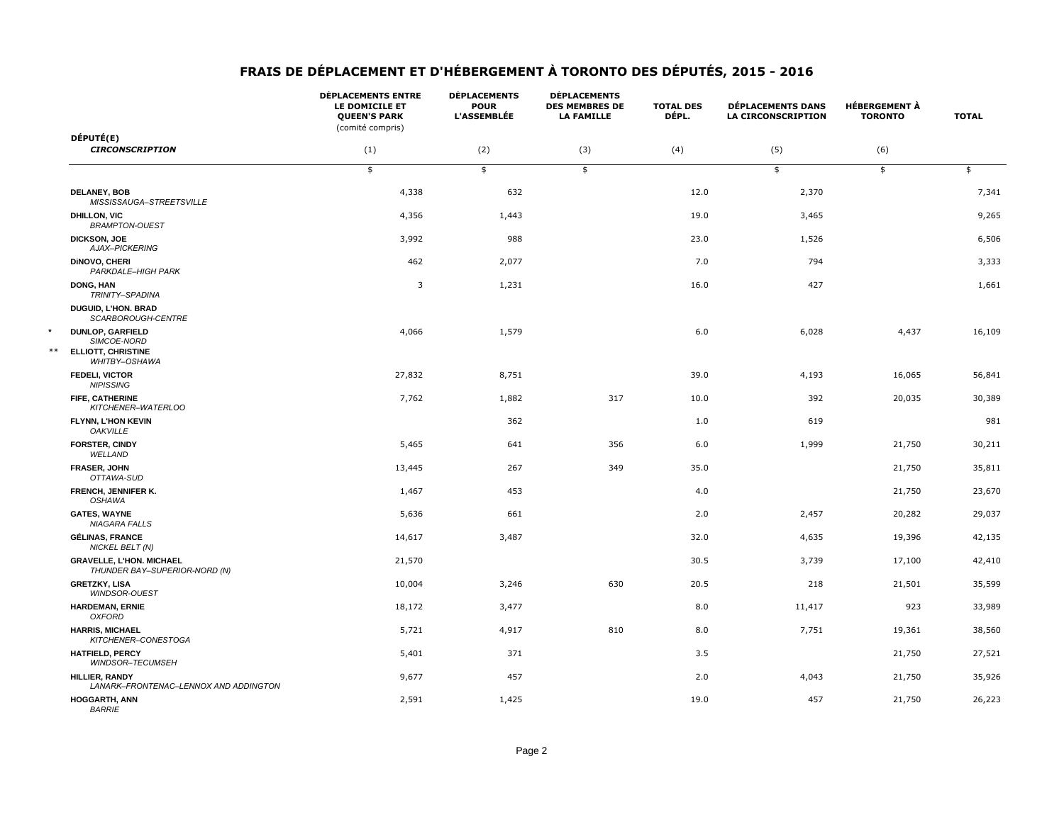# FRAIS DE DÉPLACEMENT ET D'HÉBERGEMENT À TORONTO DES DÉPUTÉS, 2015 - 2016

| | DÉPUTÉ(E) *CIRCONSCRIPTION* | DÉPLACEMENTS ENTRE LE DOMICILE ET QUEEN'S PARK (comité compris) (1) | DÉPLACEMENTS POUR L'ASSEMBLÉE (2) | DÉPLACEMENTS DES MEMBRES DE LA FAMILLE (3) | TOTAL DES DÉPL. (4) | DÉPLACEMENTS DANS LA CIRCONSCRIPTION (5) | HÉBERGEMENT À TORONTO (6) | TOTAL |
|---|---|---|---|---|---|---|---|---|
| | | $ | $ | $ | | $ | $ | $ |
| | **DELANEY, BOB** *MISSISSAUGA–STREETSVILLE* | 4,338 | 632 | | 12.0 | 2,370 | | 7,341 |
| | **DHILLON, VIC** *BRAMPTON-OUEST* | 4,356 | 1,443 | | 19.0 | 3,465 | | 9,265 |
| | **DICKSON, JOE** *AJAX–PICKERING* | 3,992 | 988 | | 23.0 | 1,526 | | 6,506 |
| | **DiNOVO, CHERI** *PARKDALE–HIGH PARK* | 462 | 2,077 | | 7.0 | 794 | | 3,333 |
| | **DONG, HAN** *TRINITY–SPADINA* | 3 | 1,231 | | 16.0 | 427 | | 1,661 |
| | **DUGUID, L'HON. BRAD** *SCARBOROUGH-CENTRE* | | | | | | | |
| * | **DUNLOP, GARFIELD** *SIMCOE-NORD* | 4,066 | 1,579 | | 6.0 | 6,028 | 4,437 | 16,109 |
| ** | **ELLIOTT, CHRISTINE** *WHITBY–OSHAWA* | | | | | | | |
| | **FEDELI, VICTOR** *NIPISSING* | 27,832 | 8,751 | | 39.0 | 4,193 | 16,065 | 56,841 |
| | **FIFE, CATHERINE** *KITCHENER–WATERLOO* | 7,762 | 1,882 | 317 | 10.0 | 392 | 20,035 | 30,389 |
| | **FLYNN, L'HON KEVIN** *OAKVILLE* | | 362 | | 1.0 | 619 | | 981 |
| | **FORSTER, CINDY** *WELLAND* | 5,465 | 641 | 356 | 6.0 | 1,999 | 21,750 | 30,211 |
| | **FRASER, JOHN** *OTTAWA-SUD* | 13,445 | 267 | 349 | 35.0 | | 21,750 | 35,811 |
| | **FRENCH, JENNIFER K.** *OSHAWA* | 1,467 | 453 | | 4.0 | | 21,750 | 23,670 |
| | **GATES, WAYNE** *NIAGARA FALLS* | 5,636 | 661 | | 2.0 | 2,457 | 20,282 | 29,037 |
| | **GÉLINAS, FRANCE** *NICKEL BELT (N)* | 14,617 | 3,487 | | 32.0 | 4,635 | 19,396 | 42,135 |
| | **GRAVELLE, L'HON. MICHAEL** *THUNDER BAY–SUPERIOR-NORD (N)* | 21,570 | | | 30.5 | 3,739 | 17,100 | 42,410 |
| | **GRETZKY, LISA** *WINDSOR-OUEST* | 10,004 | 3,246 | 630 | 20.5 | 218 | 21,501 | 35,599 |
| | **HARDEMAN, ERNIE** *OXFORD* | 18,172 | 3,477 | | 8.0 | 11,417 | 923 | 33,989 |
| | **HARRIS, MICHAEL** *KITCHENER–CONESTOGA* | 5,721 | 4,917 | 810 | 8.0 | 7,751 | 19,361 | 38,560 |
| | **HATFIELD, PERCY** *WINDSOR–TECUMSEH* | 5,401 | 371 | | 3.5 | | 21,750 | 27,521 |
| | **HILLIER, RANDY** *LANARK–FRONTENAC–LENNOX AND ADDINGTON* | 9,677 | 457 | | 2.0 | 4,043 | 21,750 | 35,926 |
| | **HOGGARTH, ANN** *BARRIE* | 2,591 | 1,425 | | 19.0 | 457 | 21,750 | 26,223 |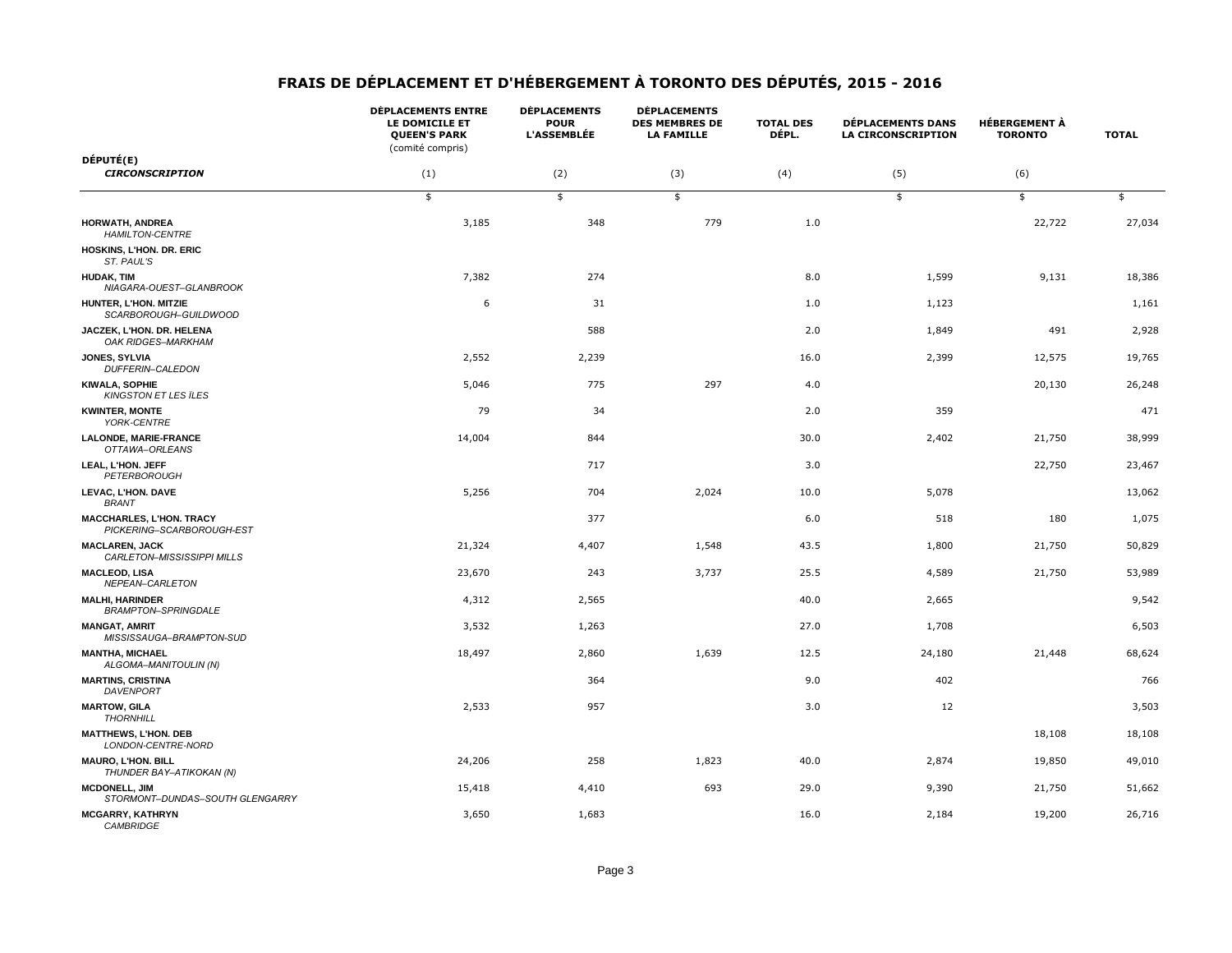## FRAIS DE DÉPLACEMENT ET D'HÉBERGEMENT À TORONTO DES DÉPUTÉS, 2015 - 2016

| DÉPUTÉ(E) *CIRCONSCRIPTION* | DÉPLACEMENTS ENTRE LE DOMICILE ET QUEEN'S PARK (comité compris) (1) | DÉPLACEMENTS POUR L'ASSEMBLÉE (2) | DÉPLACEMENTS DES MEMBRES DE LA FAMILLE (3) | TOTAL DES DÉPL. (4) | DÉPLACEMENTS DANS LA CIRCONSCRIPTION (5) | HÉBERGEMENT À TORONTO (6) | TOTAL |
|---|---|---|---|---|---|---|---|
| | $ | $ | $ | | $ | $ | $ |
| **HORWATH, ANDREA** *HAMILTON-CENTRE* | 3,185 | 348 | 779 | 1.0 | | 22,722 | 27,034 |
| **HOSKINS, L'HON. DR. ERIC** *ST. PAUL'S* | | | | | | | |
| **HUDAK, TIM** *NIAGARA-OUEST–GLANBROOK* | 7,382 | 274 | | 8.0 | 1,599 | 9,131 | 18,386 |
| **HUNTER, L'HON. MITZIE** *SCARBOROUGH–GUILDWOOD* | 6 | 31 | | 1.0 | 1,123 | | 1,161 |
| **JACZEK, L'HON. DR. HELENA** *OAK RIDGES–MARKHAM* | | 588 | | 2.0 | 1,849 | 491 | 2,928 |
| **JONES, SYLVIA** *DUFFERIN–CALEDON* | 2,552 | 2,239 | | 16.0 | 2,399 | 12,575 | 19,765 |
| **KIWALA, SOPHIE** *KINGSTON ET LES ÎLES* | 5,046 | 775 | 297 | 4.0 | | 20,130 | 26,248 |
| **KWINTER, MONTE** *YORK-CENTRE* | 79 | 34 | | 2.0 | 359 | | 471 |
| **LALONDE, MARIE-FRANCE** *OTTAWA–ORLEANS* | 14,004 | 844 | | 30.0 | 2,402 | 21,750 | 38,999 |
| **LEAL, L'HON. JEFF** *PETERBOROUGH* | | 717 | | 3.0 | | 22,750 | 23,467 |
| **LEVAC, L'HON. DAVE** *BRANT* | 5,256 | 704 | 2,024 | 10.0 | 5,078 | | 13,062 |
| **MACCHARLES, L'HON. TRACY** *PICKERING–SCARBOROUGH-EST* | | 377 | | 6.0 | 518 | 180 | 1,075 |
| **MACLAREN, JACK** *CARLETON–MISSISSIPPI MILLS* | 21,324 | 4,407 | 1,548 | 43.5 | 1,800 | 21,750 | 50,829 |
| **MACLEOD, LISA** *NEPEAN–CARLETON* | 23,670 | 243 | 3,737 | 25.5 | 4,589 | 21,750 | 53,989 |
| **MALHI, HARINDER** *BRAMPTON–SPRINGDALE* | 4,312 | 2,565 | | 40.0 | 2,665 | | 9,542 |
| **MANGAT, AMRIT** *MISSISSAUGA–BRAMPTON-SUD* | 3,532 | 1,263 | | 27.0 | 1,708 | | 6,503 |
| **MANTHA, MICHAEL** *ALGOMA–MANITOULIN (N)* | 18,497 | 2,860 | 1,639 | 12.5 | 24,180 | 21,448 | 68,624 |
| **MARTINS, CRISTINA** *DAVENPORT* | | 364 | | 9.0 | 402 | | 766 |
| **MARTOW, GILA** *THORNHILL* | 2,533 | 957 | | 3.0 | 12 | | 3,503 |
| **MATTHEWS, L'HON. DEB** *LONDON-CENTRE-NORD* | | | | | | 18,108 | 18,108 |
| **MAURO, L'HON. BILL** *THUNDER BAY–ATIKOKAN (N)* | 24,206 | 258 | 1,823 | 40.0 | 2,874 | 19,850 | 49,010 |
| **MCDONELL, JIM** *STORMONT–DUNDAS–SOUTH GLENGARRY* | 15,418 | 4,410 | 693 | 29.0 | 9,390 | 21,750 | 51,662 |
| **MCGARRY, KATHRYN** *CAMBRIDGE* | 3,650 | 1,683 | | 16.0 | 2,184 | 19,200 | 26,716 |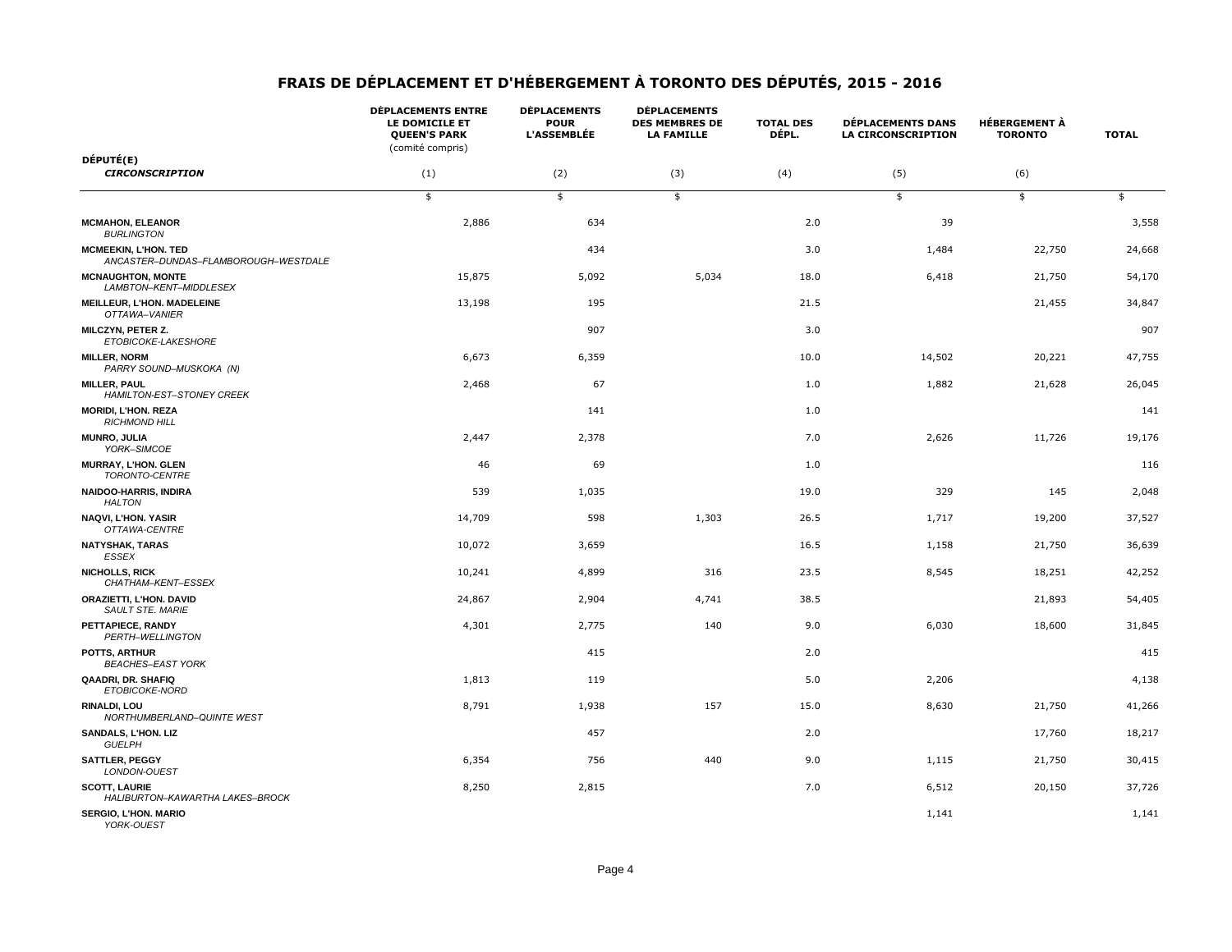# FRAIS DE DÉPLACEMENT ET D'HÉBERGEMENT À TORONTO DES DÉPUTÉS, 2015 - 2016

| DÉPUTÉ(E) *CIRCONSCRIPTION* | DÉPLACEMENTS ENTRE LE DOMICILE ET QUEEN'S PARK (comité compris) (1) | DÉPLACEMENTS POUR L'ASSEMBLÉE (2) | DÉPLACEMENTS DES MEMBRES DE LA FAMILLE (3) | TOTAL DES DÉPL. (4) | DÉPLACEMENTS DANS LA CIRCONSCRIPTION (5) | HÉBERGEMENT À TORONTO (6) | TOTAL |
|---|---|---|---|---|---|---|---|
| | $ | $ | $ | | $ | $ | $ |
| **MCMAHON, ELEANOR** *BURLINGTON* | 2,886 | 634 | | 2.0 | 39 | | 3,558 |
| **MCMEEKIN, L'HON. TED** *ANCASTER–DUNDAS–FLAMBOROUGH–WESTDALE* | | 434 | | 3.0 | 1,484 | 22,750 | 24,668 |
| **MCNAUGHTON, MONTE** *LAMBTON–KENT–MIDDLESEX* | 15,875 | 5,092 | 5,034 | 18.0 | 6,418 | 21,750 | 54,170 |
| **MEILLEUR, L'HON. MADELEINE** *OTTAWA–VANIER* | 13,198 | 195 | | 21.5 | | 21,455 | 34,847 |
| **MILCZYN, PETER Z.** *ETOBICOKE-LAKESHORE* | | 907 | | 3.0 | | | 907 |
| **MILLER, NORM** *PARRY SOUND–MUSKOKA (N)* | 6,673 | 6,359 | | 10.0 | 14,502 | 20,221 | 47,755 |
| **MILLER, PAUL** *HAMILTON-EST–STONEY CREEK* | 2,468 | 67 | | 1.0 | 1,882 | 21,628 | 26,045 |
| **MORIDI, L'HON. REZA** *RICHMOND HILL* | | 141 | | 1.0 | | | 141 |
| **MUNRO, JULIA** *YORK–SIMCOE* | 2,447 | 2,378 | | 7.0 | 2,626 | 11,726 | 19,176 |
| **MURRAY, L'HON. GLEN** *TORONTO-CENTRE* | 46 | 69 | | 1.0 | | | 116 |
| **NAIDOO-HARRIS, INDIRA** *HALTON* | 539 | 1,035 | | 19.0 | 329 | 145 | 2,048 |
| **NAQVI, L'HON. YASIR** *OTTAWA-CENTRE* | 14,709 | 598 | 1,303 | 26.5 | 1,717 | 19,200 | 37,527 |
| **NATYSHAK, TARAS** *ESSEX* | 10,072 | 3,659 | | 16.5 | 1,158 | 21,750 | 36,639 |
| **NICHOLLS, RICK** *CHATHAM–KENT–ESSEX* | 10,241 | 4,899 | 316 | 23.5 | 8,545 | 18,251 | 42,252 |
| **ORAZIETTI, L'HON. DAVID** *SAULT STE. MARIE* | 24,867 | 2,904 | 4,741 | 38.5 | | 21,893 | 54,405 |
| **PETTAPIECE, RANDY** *PERTH–WELLINGTON* | 4,301 | 2,775 | 140 | 9.0 | 6,030 | 18,600 | 31,845 |
| **POTTS, ARTHUR** *BEACHES–EAST YORK* | | 415 | | 2.0 | | | 415 |
| **QAADRI, DR. SHAFIQ** *ETOBICOKE-NORD* | 1,813 | 119 | | 5.0 | 2,206 | | 4,138 |
| **RINALDI, LOU** *NORTHUMBERLAND–QUINTE WEST* | 8,791 | 1,938 | 157 | 15.0 | 8,630 | 21,750 | 41,266 |
| **SANDALS, L'HON. LIZ** *GUELPH* | | 457 | | 2.0 | | 17,760 | 18,217 |
| **SATTLER, PEGGY** *LONDON-OUEST* | 6,354 | 756 | 440 | 9.0 | 1,115 | 21,750 | 30,415 |
| **SCOTT, LAURIE** *HALIBURTON–KAWARTHA LAKES–BROCK* | 8,250 | 2,815 | | 7.0 | 6,512 | 20,150 | 37,726 |
| **SERGIO, L'HON. MARIO** *YORK-OUEST* | | | | | 1,141 | | 1,141 |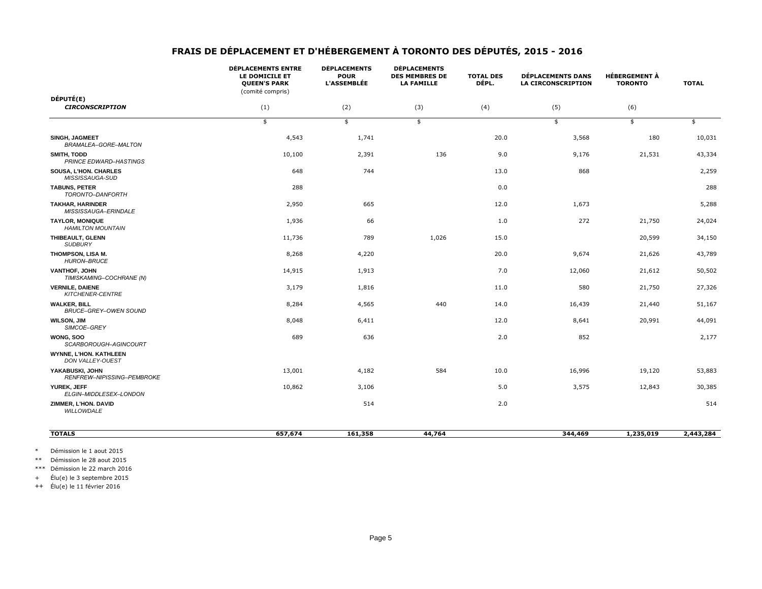# FRAIS DE DÉPLACEMENT ET D'HÉBERGEMENT À TORONTO DES DÉPUTÉS, 2015 - 2016

| DÉPUTÉ(E) *CIRCONSCRIPTION* | DÉPLACEMENTS ENTRE LE DOMICILE ET QUEEN'S PARK (comité compris) (1) | DÉPLACEMENTS POUR L'ASSEMBLÉE (2) | DÉPLACEMENTS DES MEMBRES DE LA FAMILLE (3) | TOTAL DES DÉPL. (4) | DÉPLACEMENTS DANS LA CIRCONSCRIPTION (5) | HÉBERGEMENT À TORONTO (6) | TOTAL |
|---|---|---|---|---|---|---|---|
| | $ | $ | $ | | $ | $ | $ |
| **SINGH, JAGMEET** *BRAMALEA–GORE–MALTON* | 4,543 | 1,741 | | 20.0 | 3,568 | 180 | 10,031 |
| **SMITH, TODD** *PRINCE EDWARD–HASTINGS* | 10,100 | 2,391 | 136 | 9.0 | 9,176 | 21,531 | 43,334 |
| **SOUSA, L'HON. CHARLES** *MISSISSAUGA-SUD* | 648 | 744 | | 13.0 | 868 | | 2,259 |
| **TABUNS, PETER** *TORONTO–DANFORTH* | 288 | | | 0.0 | | | 288 |
| **TAKHAR, HARINDER** *MISSISSAUGA–ERINDALE* | 2,950 | 665 | | 12.0 | 1,673 | | 5,288 |
| **TAYLOR, MONIQUE** *HAMILTON MOUNTAIN* | 1,936 | 66 | | 1.0 | 272 | 21,750 | 24,024 |
| **THIBEAULT, GLENN** *SUDBURY* | 11,736 | 789 | 1,026 | 15.0 | | 20,599 | 34,150 |
| **THOMPSON, LISA M.** *HURON–BRUCE* | 8,268 | 4,220 | | 20.0 | 9,674 | 21,626 | 43,789 |
| **VANTHOF, JOHN** *TIMISKAMING–COCHRANE (N)* | 14,915 | 1,913 | | 7.0 | 12,060 | 21,612 | 50,502 |
| **VERNILE, DAIENE** *KITCHENER-CENTRE* | 3,179 | 1,816 | | 11.0 | 580 | 21,750 | 27,326 |
| **WALKER, BILL** *BRUCE–GREY–OWEN SOUND* | 8,284 | 4,565 | 440 | 14.0 | 16,439 | 21,440 | 51,167 |
| **WILSON, JIM** *SIMCOE–GREY* | 8,048 | 6,411 | | 12.0 | 8,641 | 20,991 | 44,091 |
| **WONG, SOO** *SCARBOROUGH–AGINCOURT* | 689 | 636 | | 2.0 | 852 | | 2,177 |
| **WYNNE, L'HON. KATHLEEN** *DON VALLEY-OUEST* | | | | | | | |
| **YAKABUSKI, JOHN** *RENFREW–NIPISSING–PEMBROKE* | 13,001 | 4,182 | 584 | 10.0 | 16,996 | 19,120 | 53,883 |
| **YUREK, JEFF** *ELGIN–MIDDLESEX–LONDON* | 10,862 | 3,106 | | 5.0 | 3,575 | 12,843 | 30,385 |
| **ZIMMER, L'HON. DAVID** *WILLOWDALE* | | 514 | | 2.0 | | | 514 |
| **TOTALS** | **657,674** | **161,358** | **44,764** | | **344,469** | **1,235,019** | **2,443,284** |

\* Démission le 1 aout 2015

\*\* Démission le 28 aout 2015

\*\*\* Démission le 22 march 2016

\+ Élu(e) le 3 septembre 2015

++ Élu(e) le 11 février 2016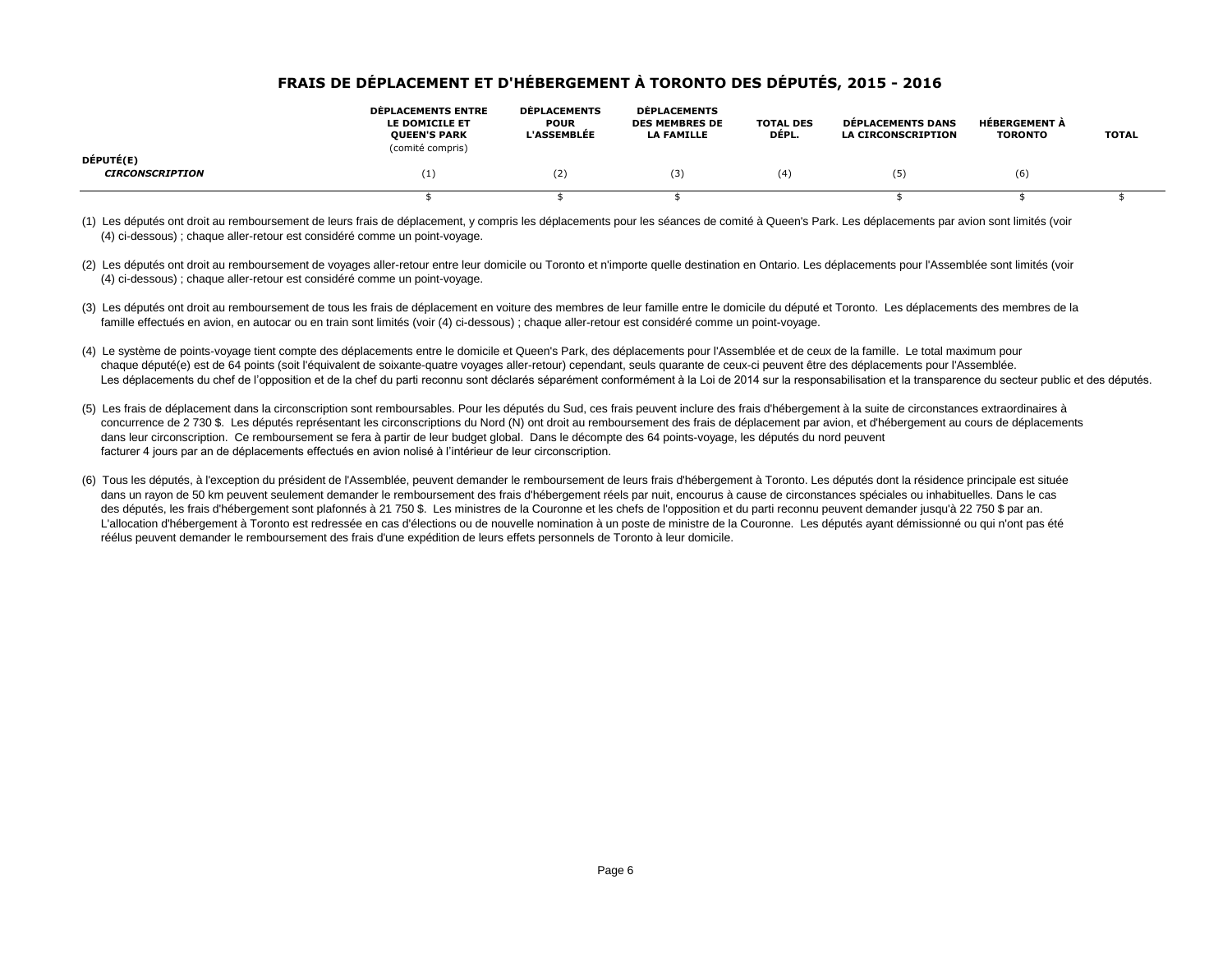## FRAIS DE DÉPLACEMENT ET D'HÉBERGEMENT À TORONTO DES DÉPUTÉS, 2015 - 2016

| DÉPUTÉ(E) *CIRCONSCRIPTION* | DÉPLACEMENTS ENTRE LE DOMICILE ET QUEEN'S PARK (comité compris) (1) | DÉPLACEMENTS POUR L'ASSEMBLÉE (2) | DÉPLACEMENTS DES MEMBRES DE LA FAMILLE (3) | TOTAL DES DÉPL. (4) | DÉPLACEMENTS DANS LA CIRCONSCRIPTION (5) | HÉBERGEMENT À TORONTO (6) | TOTAL |
|---|---|---|---|---|---|---|---|
| | $ | $ | $ | | $ | $ | $ |

(1) Les députés ont droit au remboursement de leurs frais de déplacement, y compris les déplacements pour les séances de comité à Queen's Park. Les déplacements par avion sont limités (voir (4) ci-dessous) ; chaque aller-retour est considéré comme un point-voyage.

(2) Les députés ont droit au remboursement de voyages aller-retour entre leur domicile ou Toronto et n'importe quelle destination en Ontario. Les déplacements pour l'Assemblée sont limités (voir (4) ci-dessous) ; chaque aller-retour est considéré comme un point-voyage.

(3) Les députés ont droit au remboursement de tous les frais de déplacement en voiture des membres de leur famille entre le domicile du député et Toronto. Les déplacements des membres de la famille effectués en avion, en autocar ou en train sont limités (voir (4) ci-dessous) ; chaque aller-retour est considéré comme un point-voyage.

(4) Le système de points-voyage tient compte des déplacements entre le domicile et Queen's Park, des déplacements pour l'Assemblée et de ceux de la famille. Le total maximum pour chaque député(e) est de 64 points (soit l'équivalent de soixante-quatre voyages aller-retour) cependant, seuls quarante de ceux-ci peuvent être des déplacements pour l'Assemblée. Les déplacements du chef de l'opposition et de la chef du parti reconnu sont déclarés séparément conformément à la Loi de 2014 sur la responsabilisation et la transparence du secteur public et des députés.

(5) Les frais de déplacement dans la circonscription sont remboursables. Pour les députés du Sud, ces frais peuvent inclure des frais d'hébergement à la suite de circonstances extraordinaires à concurrence de 2 730 $. Les députés représentant les circonscriptions du Nord (N) ont droit au remboursement des frais de déplacement par avion, et d'hébergement au cours de déplacements dans leur circonscription. Ce remboursement se fera à partir de leur budget global. Dans le décompte des 64 points-voyage, les députés du nord peuvent facturer 4 jours par an de déplacements effectués en avion nolisé à l'intérieur de leur circonscription.

(6) Tous les députés, à l'exception du président de l'Assemblée, peuvent demander le remboursement de leurs frais d'hébergement à Toronto. Les députés dont la résidence principale est située dans un rayon de 50 km peuvent seulement demander le remboursement des frais d'hébergement réels par nuit, encourus à cause de circonstances spéciales ou inhabituelles. Dans le cas des députés, les frais d'hébergement sont plafonnés à 21 750 $. Les ministres de la Couronne et les chefs de l'opposition et du parti reconnu peuvent demander jusqu'à 22 750 $ par an. L'allocation d'hébergement à Toronto est redressée en cas d'élections ou de nouvelle nomination à un poste de ministre de la Couronne. Les députés ayant démissionné ou qui n'ont pas été réélus peuvent demander le remboursement des frais d'une expédition de leurs effets personnels de Toronto à leur domicile.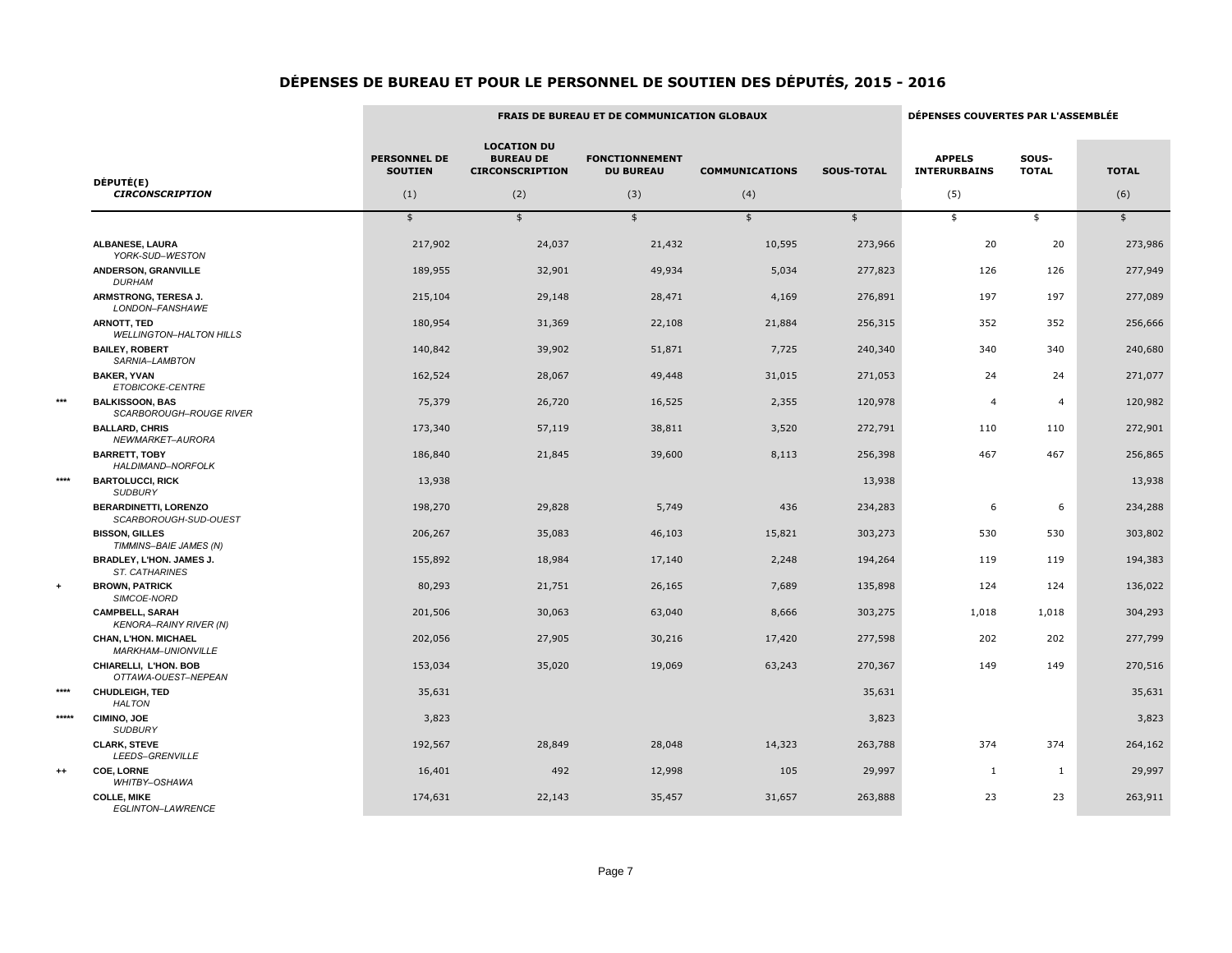# DÉPENSES DE BUREAU ET POUR LE PERSONNEL DE SOUTIEN DES DÉPUTÉS, 2015 - 2016

| | DÉPUTÉ(E) *CIRCONSCRIPTION* | FRAIS DE BUREAU ET DE COMMUNICATION GLOBAUX | | | | | DÉPENSES COUVERTES PAR L'ASSEMBLÉE | | |
|---|---|---|---|---|---|---|---|---|---|
| | | PERSONNEL DE SOUTIEN (1) | LOCATION DU BUREAU DE CIRCONSCRIPTION (2) | FONCTIONNEMENT DU BUREAU (3) | COMMUNICATIONS (4) | SOUS-TOTAL | APPELS INTERURBAINS (5) | SOUS-TOTAL | TOTAL (6) |
| | | $ | $ | $ | $ | $ | $ | $ | $ |
| | **ALBANESE, LAURA** *YORK-SUD–WESTON* | 217,902 | 24,037 | 21,432 | 10,595 | 273,966 | 20 | 20 | 273,986 |
| | **ANDERSON, GRANVILLE** *DURHAM* | 189,955 | 32,901 | 49,934 | 5,034 | 277,823 | 126 | 126 | 277,949 |
| | **ARMSTRONG, TERESA J.** *LONDON–FANSHAWE* | 215,104 | 29,148 | 28,471 | 4,169 | 276,891 | 197 | 197 | 277,089 |
| | **ARNOTT, TED** *WELLINGTON–HALTON HILLS* | 180,954 | 31,369 | 22,108 | 21,884 | 256,315 | 352 | 352 | 256,666 |
| | **BAILEY, ROBERT** *SARNIA–LAMBTON* | 140,842 | 39,902 | 51,871 | 7,725 | 240,340 | 340 | 340 | 240,680 |
| | **BAKER, YVAN** *ETOBICOKE-CENTRE* | 162,524 | 28,067 | 49,448 | 31,015 | 271,053 | 24 | 24 | 271,077 |
| *** | **BALKISSOON, BAS** *SCARBOROUGH–ROUGE RIVER* | 75,379 | 26,720 | 16,525 | 2,355 | 120,978 | 4 | 4 | 120,982 |
| | **BALLARD, CHRIS** *NEWMARKET–AURORA* | 173,340 | 57,119 | 38,811 | 3,520 | 272,791 | 110 | 110 | 272,901 |
| | **BARRETT, TOBY** *HALDIMAND–NORFOLK* | 186,840 | 21,845 | 39,600 | 8,113 | 256,398 | 467 | 467 | 256,865 |
| **** | **BARTOLUCCI, RICK** *SUDBURY* | 13,938 | | | | 13,938 | | | 13,938 |
| | **BERARDINETTI, LORENZO** *SCARBOROUGH-SUD-OUEST* | 198,270 | 29,828 | 5,749 | 436 | 234,283 | 6 | 6 | 234,288 |
| | **BISSON, GILLES** *TIMMINS–BAIE JAMES (N)* | 206,267 | 35,083 | 46,103 | 15,821 | 303,273 | 530 | 530 | 303,802 |
| | **BRADLEY, L'HON. JAMES J.** *ST. CATHARINES* | 155,892 | 18,984 | 17,140 | 2,248 | 194,264 | 119 | 119 | 194,383 |
| + | **BROWN, PATRICK** *SIMCOE-NORD* | 80,293 | 21,751 | 26,165 | 7,689 | 135,898 | 124 | 124 | 136,022 |
| | **CAMPBELL, SARAH** *KENORA–RAINY RIVER (N)* | 201,506 | 30,063 | 63,040 | 8,666 | 303,275 | 1,018 | 1,018 | 304,293 |
| | **CHAN, L'HON. MICHAEL** *MARKHAM–UNIONVILLE* | 202,056 | 27,905 | 30,216 | 17,420 | 277,598 | 202 | 202 | 277,799 |
| | **CHIARELLI, L'HON. BOB** *OTTAWA-OUEST–NEPEAN* | 153,034 | 35,020 | 19,069 | 63,243 | 270,367 | 149 | 149 | 270,516 |
| **** | **CHUDLEIGH, TED** *HALTON* | 35,631 | | | | 35,631 | | | 35,631 |
| ***** | **CIMINO, JOE** *SUDBURY* | 3,823 | | | | 3,823 | | | 3,823 |
| | **CLARK, STEVE** *LEEDS–GRENVILLE* | 192,567 | 28,849 | 28,048 | 14,323 | 263,788 | 374 | 374 | 264,162 |
| ++ | **COE, LORNE** *WHITBY–OSHAWA* | 16,401 | 492 | 12,998 | 105 | 29,997 | 1 | 1 | 29,997 |
| | **COLLE, MIKE** *EGLINTON–LAWRENCE* | 174,631 | 22,143 | 35,457 | 31,657 | 263,888 | 23 | 23 | 263,911 |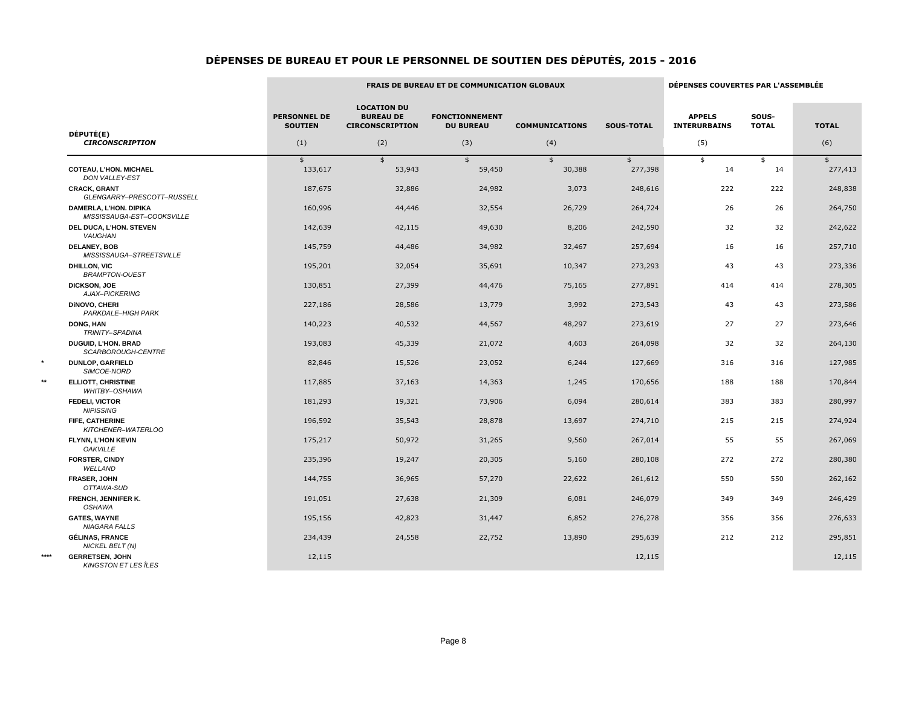# DÉPENSES DE BUREAU ET POUR LE PERSONNEL DE SOUTIEN DES DÉPUTÉS, 2015 - 2016

| | | FRAIS DE BUREAU ET DE COMMUNICATION GLOBAUX | | | | | DÉPENSES COUVERTES PAR L'ASSEMBLÉE | | |
|---|---|---|---|---|---|---|---|---|---|
| | DÉPUTÉ(E) *CIRCONSCRIPTION* | PERSONNEL DE SOUTIEN (1) | LOCATION DU BUREAU DE CIRCONSCRIPTION (2) | FONCTIONNEMENT DU BUREAU (3) | COMMUNICATIONS (4) | SOUS-TOTAL | APPELS INTERURBAINS (5) | SOUS-TOTAL | TOTAL (6) |
| | | $ | $ | $ | $ | $ | $ | $ | $ |
| | COTEAU, L'HON. MICHAEL *DON VALLEY-EST* | 133,617 | 53,943 | 59,450 | 30,388 | 277,398 | 14 | 14 | 277,413 |
| | CRACK, GRANT *GLENGARRY–PRESCOTT–RUSSELL* | 187,675 | 32,886 | 24,982 | 3,073 | 248,616 | 222 | 222 | 248,838 |
| | DAMERLA, L'HON. DIPIKA *MISSISSAUGA-EST–COOKSVILLE* | 160,996 | 44,446 | 32,554 | 26,729 | 264,724 | 26 | 26 | 264,750 |
| | DEL DUCA, L'HON. STEVEN *VAUGHAN* | 142,639 | 42,115 | 49,630 | 8,206 | 242,590 | 32 | 32 | 242,622 |
| | DELANEY, BOB *MISSISSAUGA–STREETSVILLE* | 145,759 | 44,486 | 34,982 | 32,467 | 257,694 | 16 | 16 | 257,710 |
| | DHILLON, VIC *BRAMPTON-OUEST* | 195,201 | 32,054 | 35,691 | 10,347 | 273,293 | 43 | 43 | 273,336 |
| | DICKSON, JOE *AJAX–PICKERING* | 130,851 | 27,399 | 44,476 | 75,165 | 277,891 | 414 | 414 | 278,305 |
| | DiNOVO, CHERI *PARKDALE–HIGH PARK* | 227,186 | 28,586 | 13,779 | 3,992 | 273,543 | 43 | 43 | 273,586 |
| | DONG, HAN *TRINITY–SPADINA* | 140,223 | 40,532 | 44,567 | 48,297 | 273,619 | 27 | 27 | 273,646 |
| | DUGUID, L'HON. BRAD *SCARBOROUGH-CENTRE* | 193,083 | 45,339 | 21,072 | 4,603 | 264,098 | 32 | 32 | 264,130 |
| * | DUNLOP, GARFIELD *SIMCOE-NORD* | 82,846 | 15,526 | 23,052 | 6,244 | 127,669 | 316 | 316 | 127,985 |
| ** | ELLIOTT, CHRISTINE *WHITBY–OSHAWA* | 117,885 | 37,163 | 14,363 | 1,245 | 170,656 | 188 | 188 | 170,844 |
| | FEDELI, VICTOR *NIPISSING* | 181,293 | 19,321 | 73,906 | 6,094 | 280,614 | 383 | 383 | 280,997 |
| | FIFE, CATHERINE *KITCHENER–WATERLOO* | 196,592 | 35,543 | 28,878 | 13,697 | 274,710 | 215 | 215 | 274,924 |
| | FLYNN, L'HON KEVIN *OAKVILLE* | 175,217 | 50,972 | 31,265 | 9,560 | 267,014 | 55 | 55 | 267,069 |
| | FORSTER, CINDY *WELLAND* | 235,396 | 19,247 | 20,305 | 5,160 | 280,108 | 272 | 272 | 280,380 |
| | FRASER, JOHN *OTTAWA-SUD* | 144,755 | 36,965 | 57,270 | 22,622 | 261,612 | 550 | 550 | 262,162 |
| | FRENCH, JENNIFER K. *OSHAWA* | 191,051 | 27,638 | 21,309 | 6,081 | 246,079 | 349 | 349 | 246,429 |
| | GATES, WAYNE *NIAGARA FALLS* | 195,156 | 42,823 | 31,447 | 6,852 | 276,278 | 356 | 356 | 276,633 |
| | GÉLINAS, FRANCE *NICKEL BELT (N)* | 234,439 | 24,558 | 22,752 | 13,890 | 295,639 | 212 | 212 | 295,851 |
| **** | GERRETSEN, JOHN *KINGSTON ET LES ÎLES* | 12,115 | | | | 12,115 | | | 12,115 |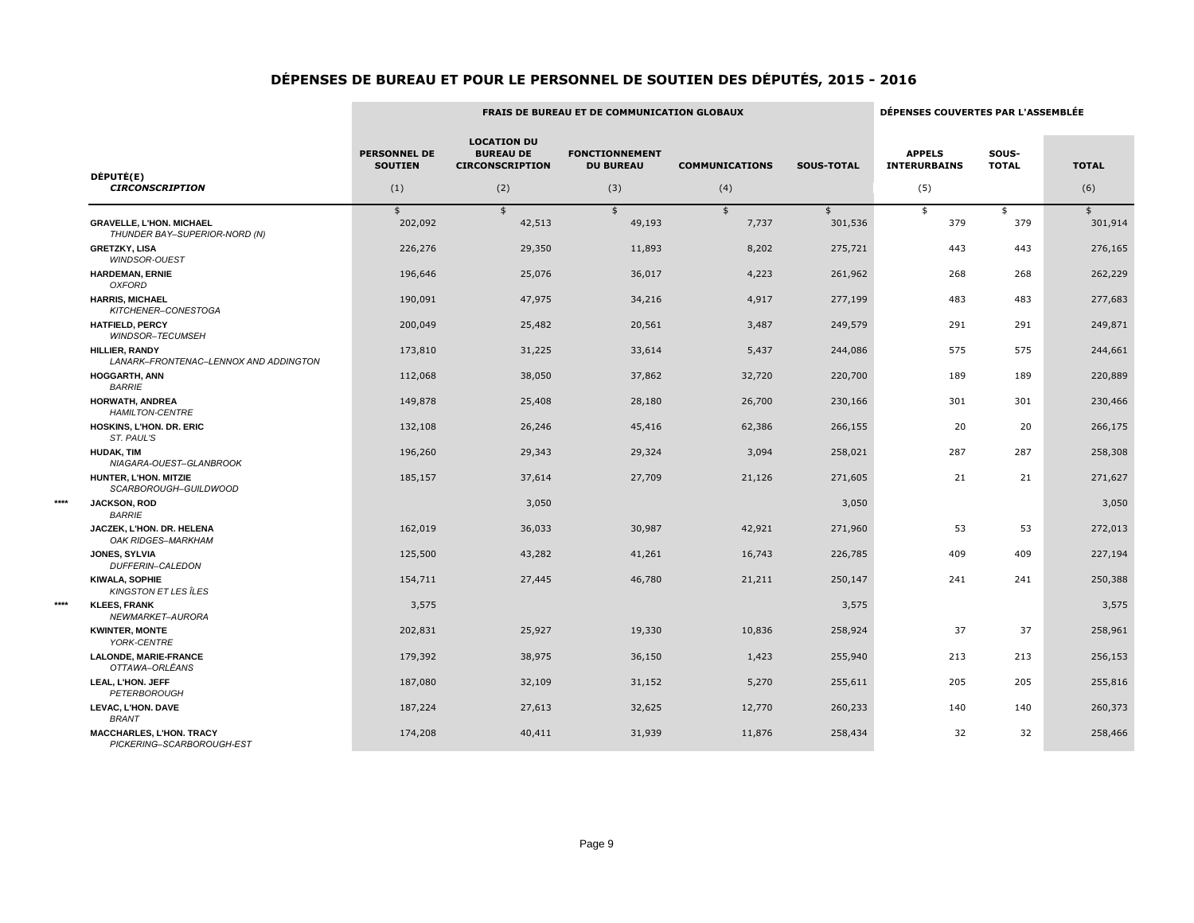# DÉPENSES DE BUREAU ET POUR LE PERSONNEL DE SOUTIEN DES DÉPUTÉS, 2015 - 2016

| | DÉPUTÉ(E) *CIRCONSCRIPTION* | FRAIS DE BUREAU ET DE COMMUNICATION GLOBAUX | | | | | DÉPENSES COUVERTES PAR L'ASSEMBLÉE | | |
|---|---|---|---|---|---|---|---|---|---|
| | | PERSONNEL DE SOUTIEN (1) | LOCATION DU BUREAU DE CIRCONSCRIPTION (2) | FONCTIONNEMENT DU BUREAU (3) | COMMUNICATIONS (4) | SOUS-TOTAL | APPELS INTERURBAINS (5) | SOUS-TOTAL | TOTAL (6) |
| | | $ | $ | $ | $ | $ | $ | $ | $ |
| | **GRAVELLE, L'HON. MICHAEL** *THUNDER BAY–SUPERIOR-NORD (N)* | 202,092 | 42,513 | 49,193 | 7,737 | 301,536 | 379 | 379 | 301,914 |
| | **GRETZKY, LISA** *WINDSOR-OUEST* | 226,276 | 29,350 | 11,893 | 8,202 | 275,721 | 443 | 443 | 276,165 |
| | **HARDEMAN, ERNIE** *OXFORD* | 196,646 | 25,076 | 36,017 | 4,223 | 261,962 | 268 | 268 | 262,229 |
| | **HARRIS, MICHAEL** *KITCHENER–CONESTOGA* | 190,091 | 47,975 | 34,216 | 4,917 | 277,199 | 483 | 483 | 277,683 |
| | **HATFIELD, PERCY** *WINDSOR–TECUMSEH* | 200,049 | 25,482 | 20,561 | 3,487 | 249,579 | 291 | 291 | 249,871 |
| | **HILLIER, RANDY** *LANARK–FRONTENAC–LENNOX AND ADDINGTON* | 173,810 | 31,225 | 33,614 | 5,437 | 244,086 | 575 | 575 | 244,661 |
| | **HOGGARTH, ANN** *BARRIE* | 112,068 | 38,050 | 37,862 | 32,720 | 220,700 | 189 | 189 | 220,889 |
| | **HORWATH, ANDREA** *HAMILTON-CENTRE* | 149,878 | 25,408 | 28,180 | 26,700 | 230,166 | 301 | 301 | 230,466 |
| | **HOSKINS, L'HON. DR. ERIC** *ST. PAUL'S* | 132,108 | 26,246 | 45,416 | 62,386 | 266,155 | 20 | 20 | 266,175 |
| | **HUDAK, TIM** *NIAGARA-OUEST–GLANBROOK* | 196,260 | 29,343 | 29,324 | 3,094 | 258,021 | 287 | 287 | 258,308 |
| | **HUNTER, L'HON. MITZIE** *SCARBOROUGH–GUILDWOOD* | 185,157 | 37,614 | 27,709 | 21,126 | 271,605 | 21 | 21 | 271,627 |
| **** | **JACKSON, ROD** *BARRIE* | | 3,050 | | | 3,050 | | | 3,050 |
| | **JACZEK, L'HON. DR. HELENA** *OAK RIDGES–MARKHAM* | 162,019 | 36,033 | 30,987 | 42,921 | 271,960 | 53 | 53 | 272,013 |
| | **JONES, SYLVIA** *DUFFERIN–CALEDON* | 125,500 | 43,282 | 41,261 | 16,743 | 226,785 | 409 | 409 | 227,194 |
| | **KIWALA, SOPHIE** *KINGSTON ET LES ÎLES* | 154,711 | 27,445 | 46,780 | 21,211 | 250,147 | 241 | 241 | 250,388 |
| **** | **KLEES, FRANK** *NEWMARKET–AURORA* | 3,575 | | | | 3,575 | | | 3,575 |
| | **KWINTER, MONTE** *YORK-CENTRE* | 202,831 | 25,927 | 19,330 | 10,836 | 258,924 | 37 | 37 | 258,961 |
| | **LALONDE, MARIE-FRANCE** *OTTAWA–ORLÉANS* | 179,392 | 38,975 | 36,150 | 1,423 | 255,940 | 213 | 213 | 256,153 |
| | **LEAL, L'HON. JEFF** *PETERBOROUGH* | 187,080 | 32,109 | 31,152 | 5,270 | 255,611 | 205 | 205 | 255,816 |
| | **LEVAC, L'HON. DAVE** *BRANT* | 187,224 | 27,613 | 32,625 | 12,770 | 260,233 | 140 | 140 | 260,373 |
| | **MACCHARLES, L'HON. TRACY** *PICKERING–SCARBOROUGH-EST* | 174,208 | 40,411 | 31,939 | 11,876 | 258,434 | 32 | 32 | 258,466 |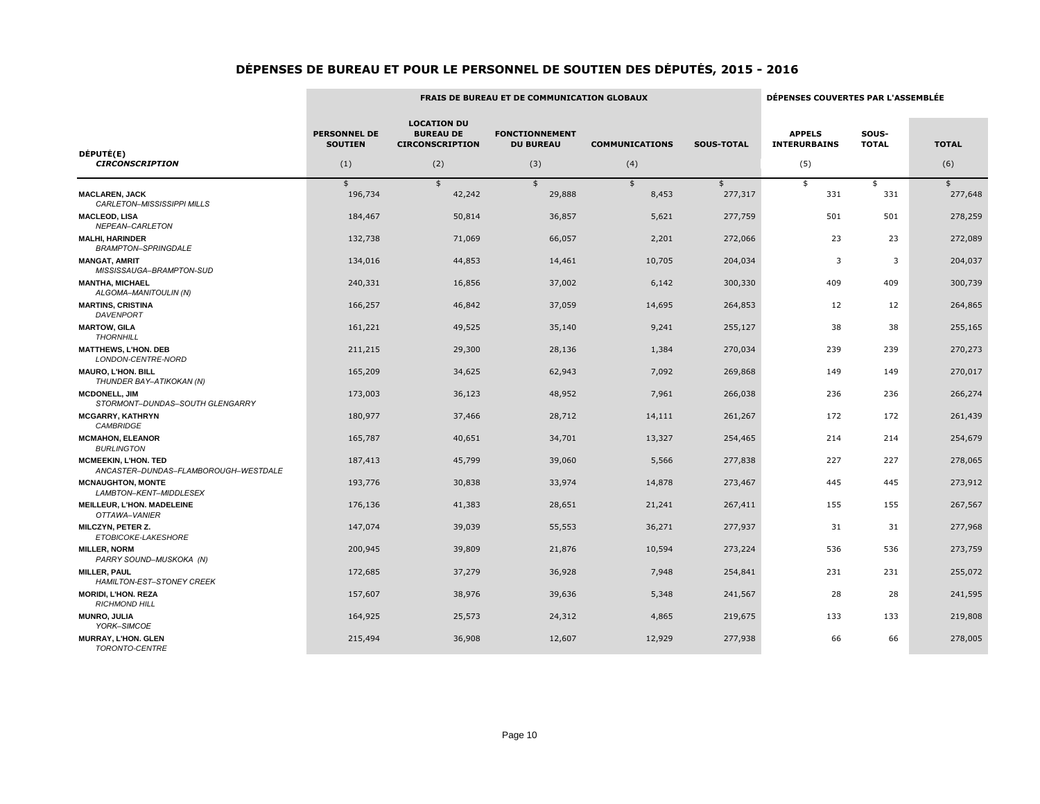# DÉPENSES DE BUREAU ET POUR LE PERSONNEL DE SOUTIEN DES DÉPUTÉS, 2015 - 2016

| DÉPUTÉ(E) *CIRCONSCRIPTION* | FRAIS DE BUREAU ET DE COMMUNICATION GLOBAUX | | | | | DÉPENSES COUVERTES PAR L'ASSEMBLÉE | | |
|---|---|---|---|---|---|---|---|---|
| | PERSONNEL DE SOUTIEN (1) | LOCATION DU BUREAU DE CIRCONSCRIPTION (2) | FONCTIONNEMENT DU BUREAU (3) | COMMUNICATIONS (4) | SOUS-TOTAL | APPELS INTERURBAINS (5) | SOUS-TOTAL | TOTAL (6) |
| | $ | $ | $ | $ | $ | $ | $ | $ |
| **MACLAREN, JACK** *CARLETON–MISSISSIPPI MILLS* | 196,734 | 42,242 | 29,888 | 8,453 | 277,317 | 331 | 331 | 277,648 |
| **MACLEOD, LISA** *NEPEAN–CARLETON* | 184,467 | 50,814 | 36,857 | 5,621 | 277,759 | 501 | 501 | 278,259 |
| **MALHI, HARINDER** *BRAMPTON–SPRINGDALE* | 132,738 | 71,069 | 66,057 | 2,201 | 272,066 | 23 | 23 | 272,089 |
| **MANGAT, AMRIT** *MISSISSAUGA–BRAMPTON-SUD* | 134,016 | 44,853 | 14,461 | 10,705 | 204,034 | 3 | 3 | 204,037 |
| **MANTHA, MICHAEL** *ALGOMA–MANITOULIN (N)* | 240,331 | 16,856 | 37,002 | 6,142 | 300,330 | 409 | 409 | 300,739 |
| **MARTINS, CRISTINA** *DAVENPORT* | 166,257 | 46,842 | 37,059 | 14,695 | 264,853 | 12 | 12 | 264,865 |
| **MARTOW, GILA** *THORNHILL* | 161,221 | 49,525 | 35,140 | 9,241 | 255,127 | 38 | 38 | 255,165 |
| **MATTHEWS, L'HON. DEB** *LONDON-CENTRE-NORD* | 211,215 | 29,300 | 28,136 | 1,384 | 270,034 | 239 | 239 | 270,273 |
| **MAURO, L'HON. BILL** *THUNDER BAY–ATIKOKAN (N)* | 165,209 | 34,625 | 62,943 | 7,092 | 269,868 | 149 | 149 | 270,017 |
| **MCDONELL, JIM** *STORMONT–DUNDAS–SOUTH GLENGARRY* | 173,003 | 36,123 | 48,952 | 7,961 | 266,038 | 236 | 236 | 266,274 |
| **MCGARRY, KATHRYN** *CAMBRIDGE* | 180,977 | 37,466 | 28,712 | 14,111 | 261,267 | 172 | 172 | 261,439 |
| **MCMAHON, ELEANOR** *BURLINGTON* | 165,787 | 40,651 | 34,701 | 13,327 | 254,465 | 214 | 214 | 254,679 |
| **MCMEEKIN, L'HON. TED** *ANCASTER–DUNDAS–FLAMBOROUGH–WESTDALE* | 187,413 | 45,799 | 39,060 | 5,566 | 277,838 | 227 | 227 | 278,065 |
| **MCNAUGHTON, MONTE** *LAMBTON–KENT–MIDDLESEX* | 193,776 | 30,838 | 33,974 | 14,878 | 273,467 | 445 | 445 | 273,912 |
| **MEILLEUR, L'HON. MADELEINE** *OTTAWA–VANIER* | 176,136 | 41,383 | 28,651 | 21,241 | 267,411 | 155 | 155 | 267,567 |
| **MILCZYN, PETER Z.** *ETOBICOKE-LAKESHORE* | 147,074 | 39,039 | 55,553 | 36,271 | 277,937 | 31 | 31 | 277,968 |
| **MILLER, NORM** *PARRY SOUND–MUSKOKA (N)* | 200,945 | 39,809 | 21,876 | 10,594 | 273,224 | 536 | 536 | 273,759 |
| **MILLER, PAUL** *HAMILTON-EST–STONEY CREEK* | 172,685 | 37,279 | 36,928 | 7,948 | 254,841 | 231 | 231 | 255,072 |
| **MORIDI, L'HON. REZA** *RICHMOND HILL* | 157,607 | 38,976 | 39,636 | 5,348 | 241,567 | 28 | 28 | 241,595 |
| **MUNRO, JULIA** *YORK–SIMCOE* | 164,925 | 25,573 | 24,312 | 4,865 | 219,675 | 133 | 133 | 219,808 |
| **MURRAY, L'HON. GLEN** *TORONTO-CENTRE* | 215,494 | 36,908 | 12,607 | 12,929 | 277,938 | 66 | 66 | 278,005 |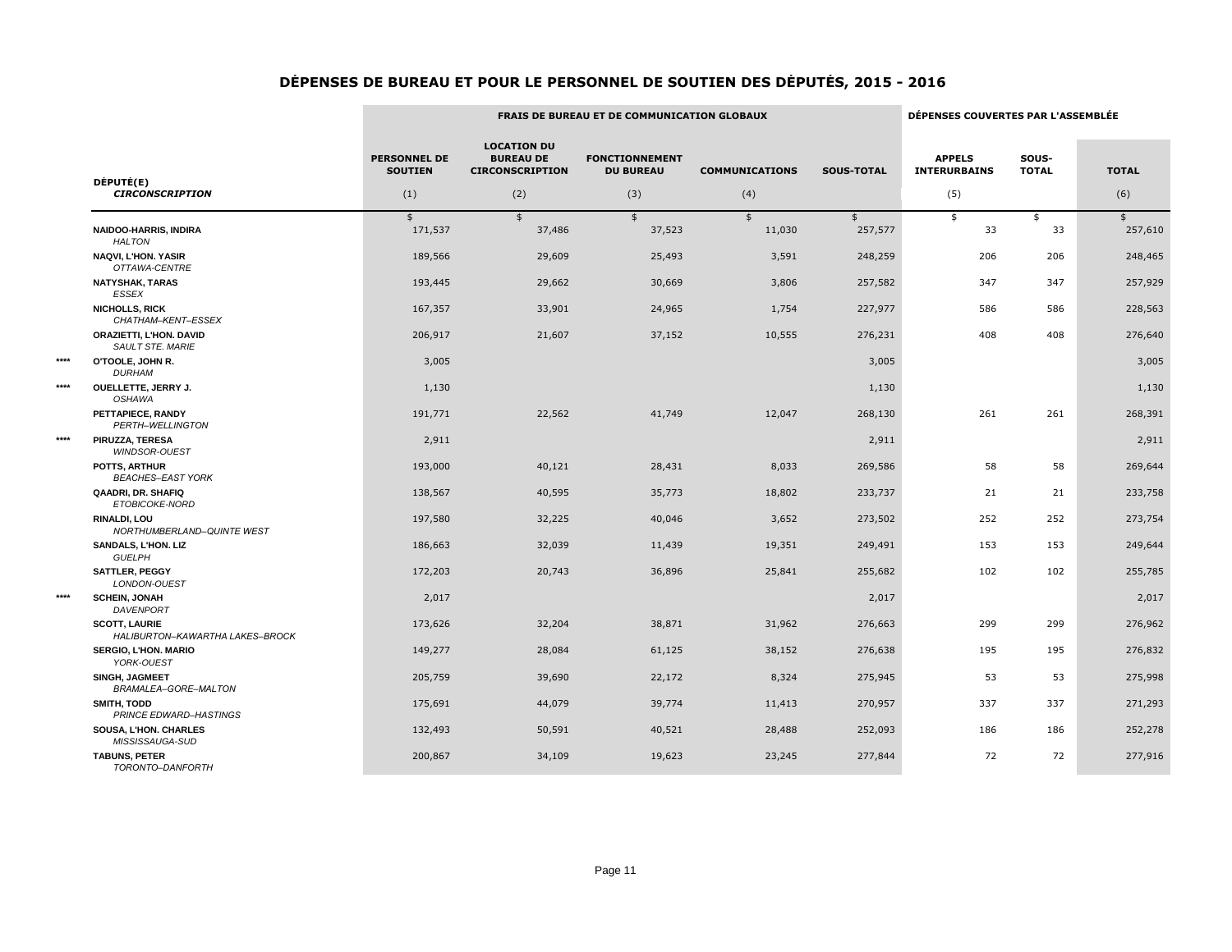# DÉPENSES DE BUREAU ET POUR LE PERSONNEL DE SOUTIEN DES DÉPUTÉS, 2015 - 2016

| | DÉPUTÉ(E) *CIRCONSCRIPTION* | FRAIS DE BUREAU ET DE COMMUNICATION GLOBAUX | | | | | DÉPENSES COUVERTES PAR L'ASSEMBLÉE | | |
|---|---|---|---|---|---|---|---|---|---|
| | | PERSONNEL DE SOUTIEN (1) | LOCATION DU BUREAU DE CIRCONSCRIPTION (2) | FONCTIONNEMENT DU BUREAU (3) | COMMUNICATIONS (4) | SOUS-TOTAL | APPELS INTERURBAINS (5) | SOUS-TOTAL | TOTAL (6) |
| | | $ | $ | $ | $ | $ | $ | $ | $ |
| | **NAIDOO-HARRIS, INDIRA** *HALTON* | 171,537 | 37,486 | 37,523 | 11,030 | 257,577 | 33 | 33 | 257,610 |
| | **NAQVI, L'HON. YASIR** *OTTAWA-CENTRE* | 189,566 | 29,609 | 25,493 | 3,591 | 248,259 | 206 | 206 | 248,465 |
| | **NATYSHAK, TARAS** *ESSEX* | 193,445 | 29,662 | 30,669 | 3,806 | 257,582 | 347 | 347 | 257,929 |
| | **NICHOLLS, RICK** *CHATHAM–KENT–ESSEX* | 167,357 | 33,901 | 24,965 | 1,754 | 227,977 | 586 | 586 | 228,563 |
| | **ORAZIETTI, L'HON. DAVID** *SAULT STE. MARIE* | 206,917 | 21,607 | 37,152 | 10,555 | 276,231 | 408 | 408 | 276,640 |
| **** | **O'TOOLE, JOHN R.** *DURHAM* | 3,005 | | | | 3,005 | | | 3,005 |
| **** | **OUELLETTE, JERRY J.** *OSHAWA* | 1,130 | | | | 1,130 | | | 1,130 |
| | **PETTAPIECE, RANDY** *PERTH–WELLINGTON* | 191,771 | 22,562 | 41,749 | 12,047 | 268,130 | 261 | 261 | 268,391 |
| **** | **PIRUZZA, TERESA** *WINDSOR-OUEST* | 2,911 | | | | 2,911 | | | 2,911 |
| | **POTTS, ARTHUR** *BEACHES–EAST YORK* | 193,000 | 40,121 | 28,431 | 8,033 | 269,586 | 58 | 58 | 269,644 |
| | **QAADRI, DR. SHAFIQ** *ETOBICOKE-NORD* | 138,567 | 40,595 | 35,773 | 18,802 | 233,737 | 21 | 21 | 233,758 |
| | **RINALDI, LOU** *NORTHUMBERLAND–QUINTE WEST* | 197,580 | 32,225 | 40,046 | 3,652 | 273,502 | 252 | 252 | 273,754 |
| | **SANDALS, L'HON. LIZ** *GUELPH* | 186,663 | 32,039 | 11,439 | 19,351 | 249,491 | 153 | 153 | 249,644 |
| | **SATTLER, PEGGY** *LONDON-OUEST* | 172,203 | 20,743 | 36,896 | 25,841 | 255,682 | 102 | 102 | 255,785 |
| **** | **SCHEIN, JONAH** *DAVENPORT* | 2,017 | | | | 2,017 | | | 2,017 |
| | **SCOTT, LAURIE** *HALIBURTON–KAWARTHA LAKES–BROCK* | 173,626 | 32,204 | 38,871 | 31,962 | 276,663 | 299 | 299 | 276,962 |
| | **SERGIO, L'HON. MARIO** *YORK-OUEST* | 149,277 | 28,084 | 61,125 | 38,152 | 276,638 | 195 | 195 | 276,832 |
| | **SINGH, JAGMEET** *BRAMALEA–GORE–MALTON* | 205,759 | 39,690 | 22,172 | 8,324 | 275,945 | 53 | 53 | 275,998 |
| | **SMITH, TODD** *PRINCE EDWARD–HASTINGS* | 175,691 | 44,079 | 39,774 | 11,413 | 270,957 | 337 | 337 | 271,293 |
| | **SOUSA, L'HON. CHARLES** *MISSISSAUGA-SUD* | 132,493 | 50,591 | 40,521 | 28,488 | 252,093 | 186 | 186 | 252,278 |
| | **TABUNS, PETER** *TORONTO–DANFORTH* | 200,867 | 34,109 | 19,623 | 23,245 | 277,844 | 72 | 72 | 277,916 |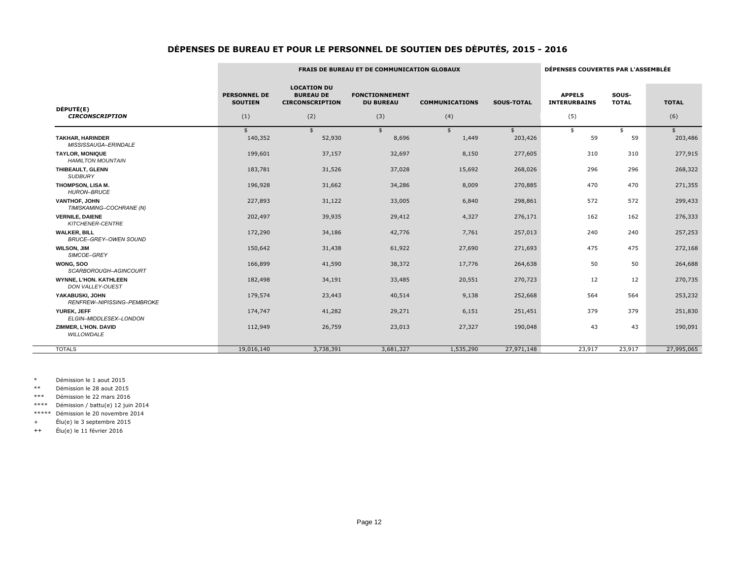# DÉPENSES DE BUREAU ET POUR LE PERSONNEL DE SOUTIEN DES DÉPUTÉS, 2015 - 2016

| DÉPUTÉ(E) *CIRCONSCRIPTION* | FRAIS DE BUREAU ET DE COMMUNICATION GLOBAUX | | | | | DÉPENSES COUVERTES PAR L'ASSEMBLÉE | | |
|---|---|---|---|---|---|---|---|---|
| | PERSONNEL DE SOUTIEN (1) | LOCATION DU BUREAU DE CIRCONSCRIPTION (2) | FONCTIONNEMENT DU BUREAU (3) | COMMUNICATIONS (4) | SOUS-TOTAL | APPELS INTERURBAINS (5) | SOUS-TOTAL | TOTAL (6) |
| | $ | $ | $ | $ | $ | $ | $ | $ |
| **TAKHAR, HARINDER** *MISSISSAUGA–ERINDALE* | 140,352 | 52,930 | 8,696 | 1,449 | 203,426 | 59 | 59 | 203,486 |
| **TAYLOR, MONIQUE** *HAMILTON MOUNTAIN* | 199,601 | 37,157 | 32,697 | 8,150 | 277,605 | 310 | 310 | 277,915 |
| **THIBEAULT, GLENN** *SUDBURY* | 183,781 | 31,526 | 37,028 | 15,692 | 268,026 | 296 | 296 | 268,322 |
| **THOMPSON, LISA M.** *HURON–BRUCE* | 196,928 | 31,662 | 34,286 | 8,009 | 270,885 | 470 | 470 | 271,355 |
| **VANTHOF, JOHN** *TIMISKAMING–COCHRANE (N)* | 227,893 | 31,122 | 33,005 | 6,840 | 298,861 | 572 | 572 | 299,433 |
| **VERNILE, DAIENE** *KITCHENER-CENTRE* | 202,497 | 39,935 | 29,412 | 4,327 | 276,171 | 162 | 162 | 276,333 |
| **WALKER, BILL** *BRUCE–GREY–OWEN SOUND* | 172,290 | 34,186 | 42,776 | 7,761 | 257,013 | 240 | 240 | 257,253 |
| **WILSON, JIM** *SIMCOE–GREY* | 150,642 | 31,438 | 61,922 | 27,690 | 271,693 | 475 | 475 | 272,168 |
| **WONG, SOO** *SCARBOROUGH–AGINCOURT* | 166,899 | 41,590 | 38,372 | 17,776 | 264,638 | 50 | 50 | 264,688 |
| **WYNNE, L'HON. KATHLEEN** *DON VALLEY-OUEST* | 182,498 | 34,191 | 33,485 | 20,551 | 270,723 | 12 | 12 | 270,735 |
| **YAKABUSKI, JOHN** *RENFREW–NIPISSING–PEMBROKE* | 179,574 | 23,443 | 40,514 | 9,138 | 252,668 | 564 | 564 | 253,232 |
| **YUREK, JEFF** *ELGIN–MIDDLESEX–LONDON* | 174,747 | 41,282 | 29,271 | 6,151 | 251,451 | 379 | 379 | 251,830 |
| **ZIMMER, L'HON. DAVID** *WILLOWDALE* | 112,949 | 26,759 | 23,013 | 27,327 | 190,048 | 43 | 43 | 190,091 |
| TOTALS | 19,016,140 | 3,738,391 | 3,681,327 | 1,535,290 | 27,971,148 | 23,917 | 23,917 | 27,995,065 |

\* Démission le 1 aout 2015

** Démission le 28 aout 2015

*** Démission le 22 mars 2016

**** Démission / battu(e) 12 juin 2014

***** Démission le 20 novembre 2014

\+ Élu(e) le 3 septembre 2015

++ Élu(e) le 11 février 2016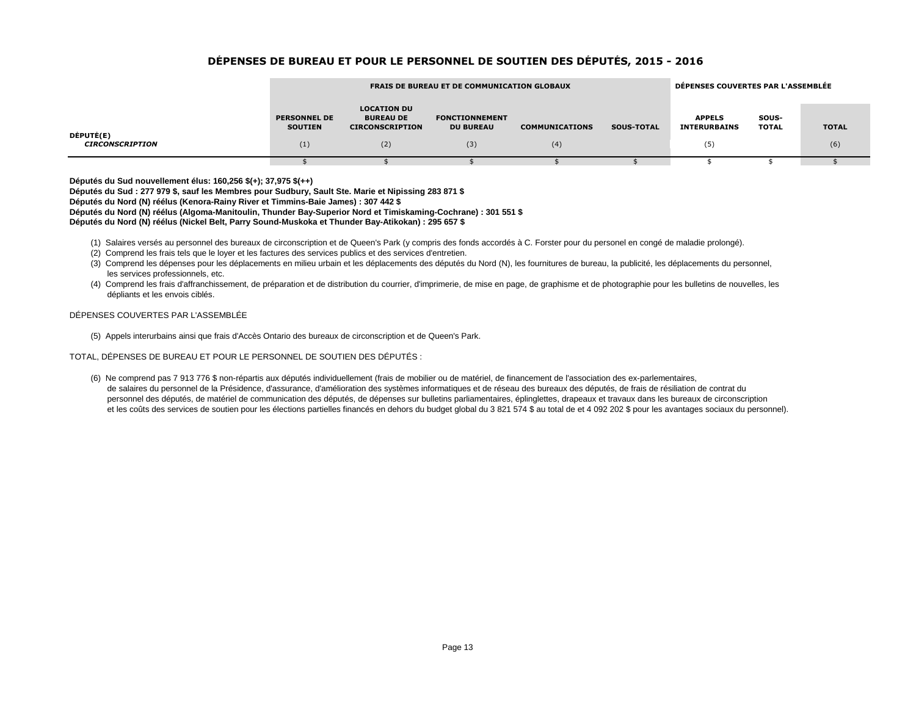## DÉPENSES DE BUREAU ET POUR LE PERSONNEL DE SOUTIEN DES DÉPUTÉS, 2015 - 2016

| | FRAIS DE BUREAU ET DE COMMUNICATION GLOBAUX | | | | | DÉPENSES COUVERTES PAR L'ASSEMBLÉE | | |
|---|---|---|---|---|---|---|---|---|
| DÉPUTÉ(E) *CIRCONSCRIPTION* | PERSONNEL DE SOUTIEN (1) | LOCATION DU BUREAU DE CIRCONSCRIPTION (2) | FONCTIONNEMENT DU BUREAU (3) | COMMUNICATIONS (4) | SOUS-TOTAL | APPELS INTERURBAINS (5) | SOUS-TOTAL | TOTAL (6) |
| | $ | $ | $ | $ | $ | $ | $ | $ |

**Députés du Sud nouvellement élus: 160,256 $(+); 37,975 $(++)**
**Députés du Sud : 277 979 $, sauf les Membres pour Sudbury, Sault Ste. Marie et Nipissing 283 871 $**
**Députés du Nord (N) réélus (Kenora-Rainy River et Timmins-Baie James) : 307 442 $**
**Députés du Nord (N) réélus (Algoma-Manitoulin, Thunder Bay-Superior Nord et Timiskaming-Cochrane) : 301 551 $**
**Députés du Nord (N) réélus (Nickel Belt, Parry Sound-Muskoka et Thunder Bay-Atikokan) : 295 657 $**

(1) Salaires versés au personnel des bureaux de circonscription et de Queen's Park (y compris des fonds accordés à C. Forster pour du personel en congé de maladie prolongé).
(2) Comprend les frais tels que le loyer et les factures des services publics et des services d'entretien.
(3) Comprend les dépenses pour les déplacements en milieu urbain et les déplacements des députés du Nord (N), les fournitures de bureau, la publicité, les déplacements du personnel, les services professionnels, etc.
(4) Comprend les frais d'affranchissement, de préparation et de distribution du courrier, d'imprimerie, de mise en page, de graphisme et de photographie pour les bulletins de nouvelles, les dépliants et les envois ciblés.

DÉPENSES COUVERTES PAR L'ASSEMBLÉE

(5) Appels interurbains ainsi que frais d'Accès Ontario des bureaux de circonscription et de Queen's Park.

TOTAL, DÉPENSES DE BUREAU ET POUR LE PERSONNEL DE SOUTIEN DES DÉPUTÉS :

(6) Ne comprend pas 7 913 776 $ non-répartis aux députés individuellement (frais de mobilier ou de matériel, de financement de l'association des ex-parlementaires, de salaires du personnel de la Présidence, d'assurance, d'amélioration des systèmes informatiques et de réseau des bureaux des députés, de frais de résiliation de contrat du personnel des députés, de matériel de communication des députés, de dépenses sur bulletins parliamentaires, éplinglettes, drapeaux et travaux dans les bureaux de circonscription et les coûts des services de soutien pour les élections partielles financés en dehors du budget global du 3 821 574 $ au total de et 4 092 202 $ pour les avantages sociaux du personnel).